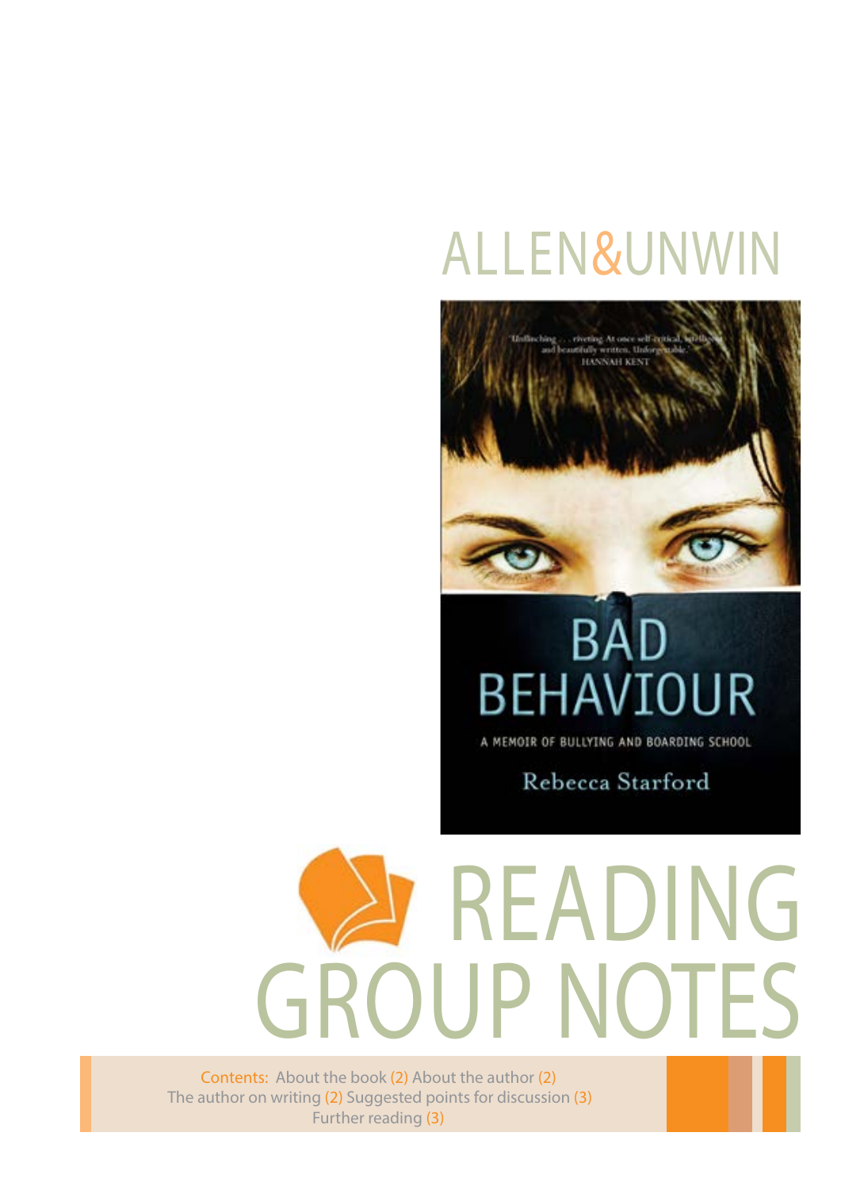ALLEN&UNWIN

'Unflinching . . . riveting. At once self-critical, intelligent and beautifully written. Unforgettable.'
HANNAH KENT

# BAD BEHAVIOUR

A MEMOIR OF BULLYING AND BOARDING SCHOOL

Rebecca Starford

# READING GROUP NOTES

Contents: About the book (2) About the author (2) The author on writing (2) Suggested points for discussion (3) Further reading (3)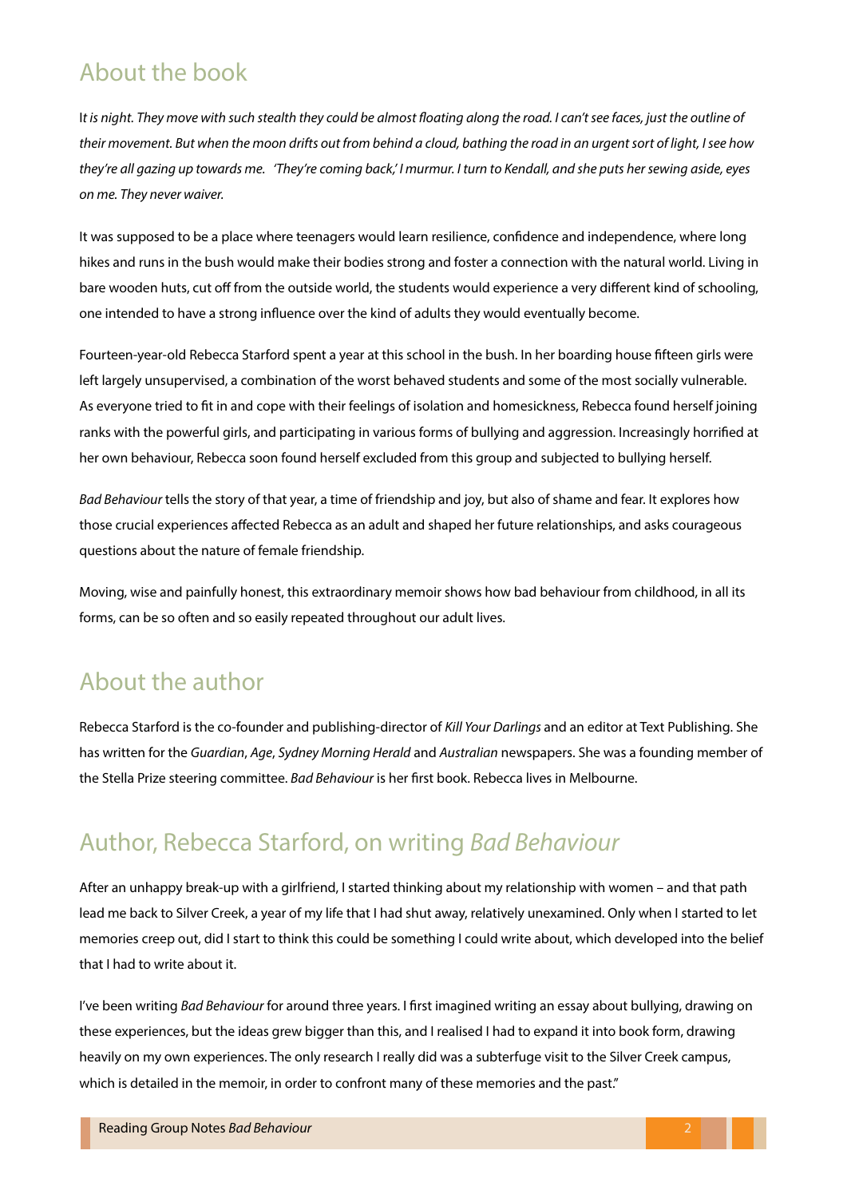## About the book

I*t is night. They move with such stealth they could be almost floating along the road. I can't see faces, just the outline of their movement. But when the moon drifts out from behind a cloud, bathing the road in an urgent sort of light, I see how they're all gazing up towards me. 'They're coming back,' I murmur. I turn to Kendall, and she puts her sewing aside, eyes on me. They never waiver.*

It was supposed to be a place where teenagers would learn resilience, confidence and independence, where long hikes and runs in the bush would make their bodies strong and foster a connection with the natural world. Living in bare wooden huts, cut off from the outside world, the students would experience a very different kind of schooling, one intended to have a strong influence over the kind of adults they would eventually become.

Fourteen-year-old Rebecca Starford spent a year at this school in the bush. In her boarding house fifteen girls were left largely unsupervised, a combination of the worst behaved students and some of the most socially vulnerable. As everyone tried to fit in and cope with their feelings of isolation and homesickness, Rebecca found herself joining ranks with the powerful girls, and participating in various forms of bullying and aggression. Increasingly horrified at her own behaviour, Rebecca soon found herself excluded from this group and subjected to bullying herself.

*Bad Behaviour* tells the story of that year, a time of friendship and joy, but also of shame and fear. It explores how those crucial experiences affected Rebecca as an adult and shaped her future relationships, and asks courageous questions about the nature of female friendship.

Moving, wise and painfully honest, this extraordinary memoir shows how bad behaviour from childhood, in all its forms, can be so often and so easily repeated throughout our adult lives.

## About the author

Rebecca Starford is the co-founder and publishing-director of *Kill Your Darlings* and an editor at Text Publishing. She has written for the *Guardian*, *Age*, *Sydney Morning Herald* and *Australian* newspapers. She was a founding member of the Stella Prize steering committee. *Bad Behaviour* is her first book. Rebecca lives in Melbourne.

## Author, Rebecca Starford, on writing *Bad Behaviour*

After an unhappy break-up with a girlfriend, I started thinking about my relationship with women – and that path lead me back to Silver Creek, a year of my life that I had shut away, relatively unexamined. Only when I started to let memories creep out, did I start to think this could be something I could write about, which developed into the belief that I had to write about it.

I've been writing *Bad Behaviour* for around three years. I first imagined writing an essay about bullying, drawing on these experiences, but the ideas grew bigger than this, and I realised I had to expand it into book form, drawing heavily on my own experiences. The only research I really did was a subterfuge visit to the Silver Creek campus, which is detailed in the memoir, in order to confront many of these memories and the past."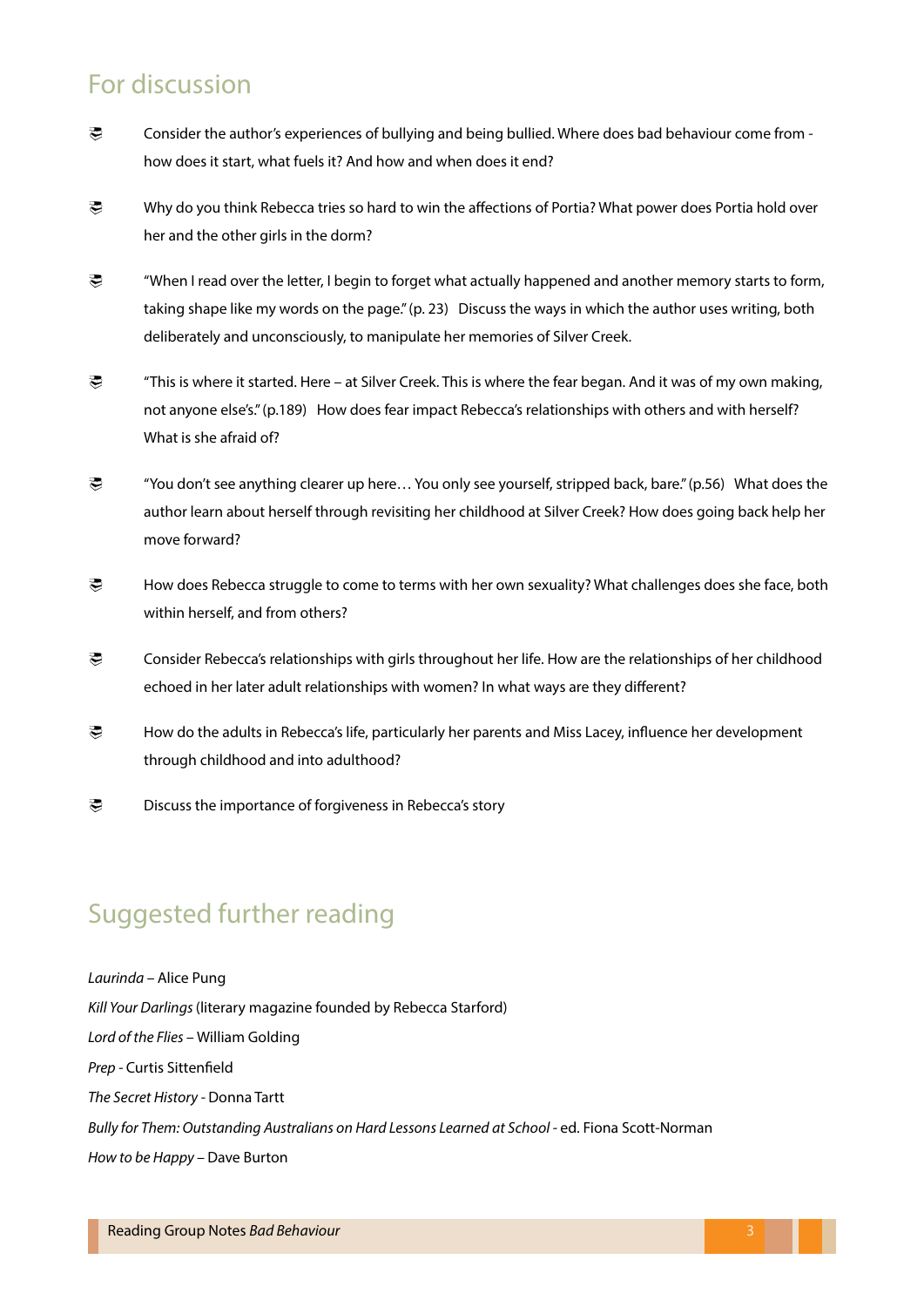## For discussion

- Consider the author's experiences of bullying and being bullied. Where does bad behaviour come from - how does it start, what fuels it? And how and when does it end?
- Why do you think Rebecca tries so hard to win the affections of Portia? What power does Portia hold over her and the other girls in the dorm?
- "When I read over the letter, I begin to forget what actually happened and another memory starts to form, taking shape like my words on the page." (p. 23) Discuss the ways in which the author uses writing, both deliberately and unconsciously, to manipulate her memories of Silver Creek.
- "This is where it started. Here – at Silver Creek. This is where the fear began. And it was of my own making, not anyone else's." (p.189) How does fear impact Rebecca's relationships with others and with herself? What is she afraid of?
- "You don't see anything clearer up here… You only see yourself, stripped back, bare." (p.56) What does the author learn about herself through revisiting her childhood at Silver Creek? How does going back help her move forward?
- How does Rebecca struggle to come to terms with her own sexuality? What challenges does she face, both within herself, and from others?
- Consider Rebecca's relationships with girls throughout her life. How are the relationships of her childhood echoed in her later adult relationships with women? In what ways are they different?
- How do the adults in Rebecca's life, particularly her parents and Miss Lacey, influence her development through childhood and into adulthood?
- Discuss the importance of forgiveness in Rebecca's story

## Suggested further reading

*Laurinda* – Alice Pung  
*Kill Your Darlings* (literary magazine founded by Rebecca Starford)  
*Lord of the Flies* – William Golding  
*Prep* - Curtis Sittenfield  
*The Secret History* - Donna Tartt  
*Bully for Them: Outstanding Australians on Hard Lessons Learned at School* - ed. Fiona Scott-Norman  
*How to be Happy* – Dave Burton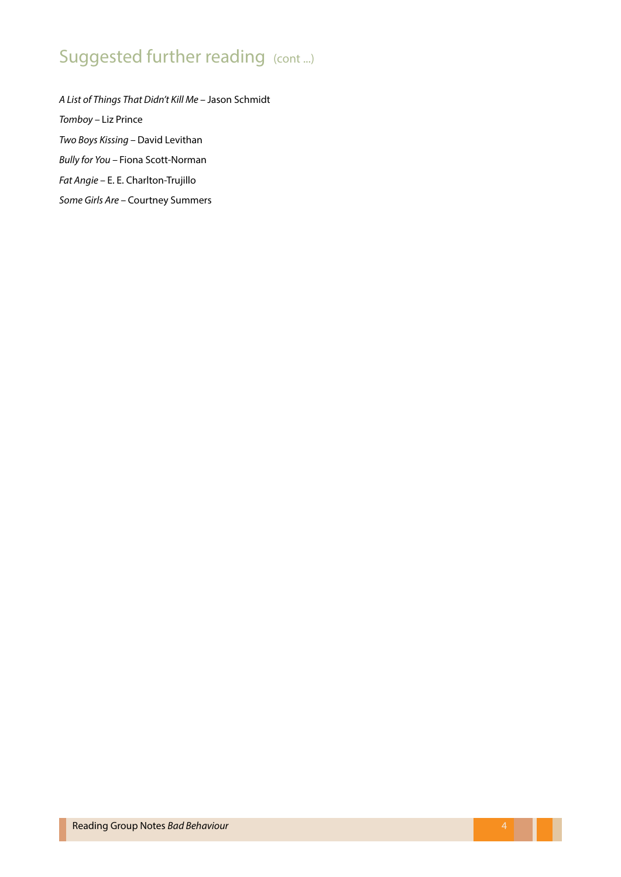## Suggested further reading (cont ...)

*A List of Things That Didn't Kill Me* – Jason Schmidt

*Tomboy* – Liz Prince

*Two Boys Kissing* – David Levithan

*Bully for You* – Fiona Scott-Norman

*Fat Angie* – E. E. Charlton-Trujillo

*Some Girls Are* – Courtney Summers